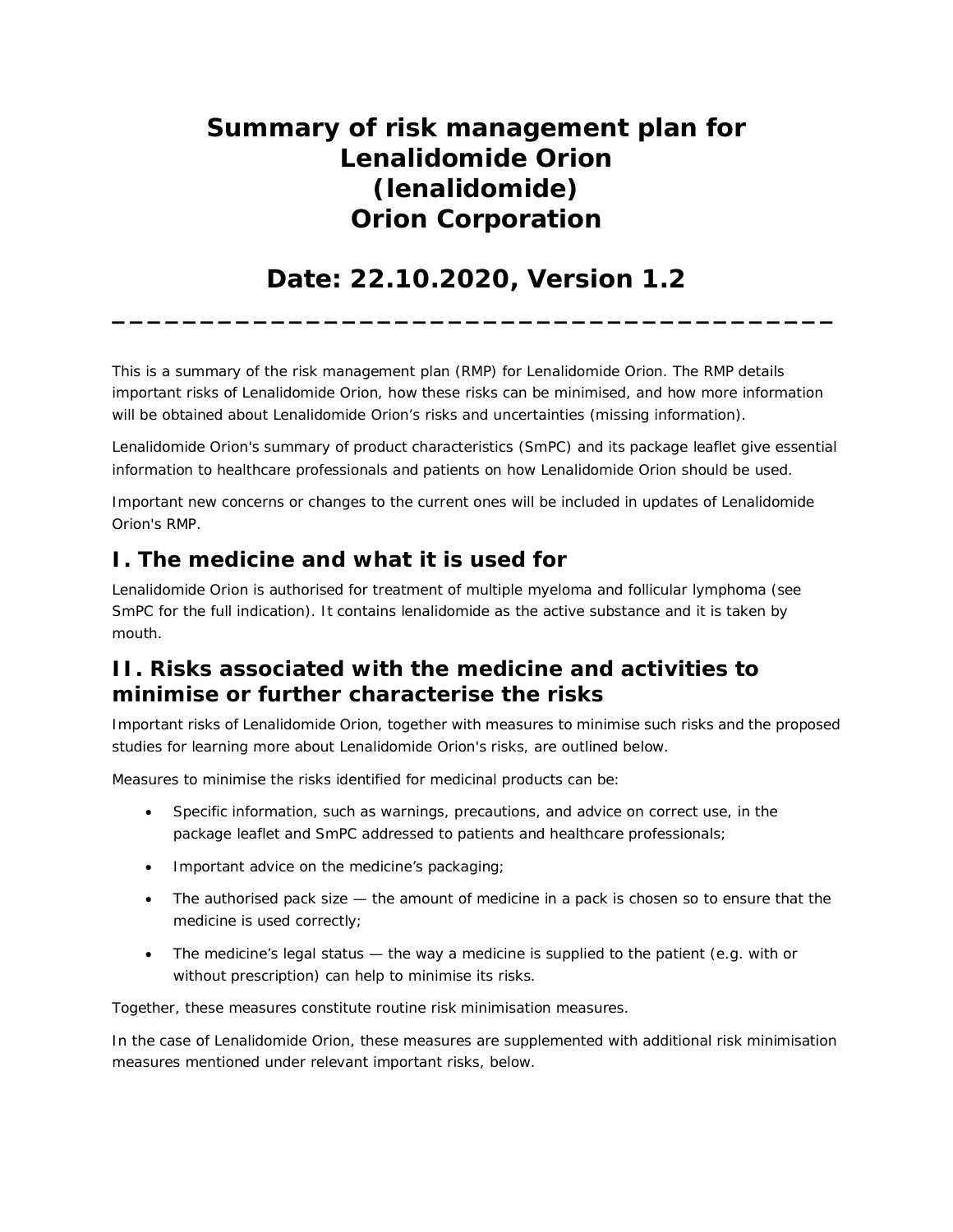# Summary of risk management plan for Lenalidomide Orion (lenalidomide) Orion Corporation

# Date: 22.10.2020, Version 1.2

---

This is a summary of the risk management plan (RMP) for Lenalidomide Orion. The RMP details important risks of Lenalidomide Orion, how these risks can be minimised, and how more information will be obtained about Lenalidomide Orion's risks and uncertainties (missing information).

Lenalidomide Orion's summary of product characteristics (SmPC) and its package leaflet give essential information to healthcare professionals and patients on how Lenalidomide Orion should be used.

Important new concerns or changes to the current ones will be included in updates of Lenalidomide Orion's RMP.

## I. The medicine and what it is used for

Lenalidomide Orion is authorised for treatment of multiple myeloma and follicular lymphoma (see SmPC for the full indication). It contains lenalidomide as the active substance and it is taken by mouth.

## II. Risks associated with the medicine and activities to minimise or further characterise the risks

Important risks of Lenalidomide Orion, together with measures to minimise such risks and the proposed studies for learning more about Lenalidomide Orion's risks, are outlined below.

Measures to minimise the risks identified for medicinal products can be:

- Specific information, such as warnings, precautions, and advice on correct use, in the package leaflet and SmPC addressed to patients and healthcare professionals;
- Important advice on the medicine's packaging;
- The authorised pack size — the amount of medicine in a pack is chosen so to ensure that the medicine is used correctly;
- The medicine's legal status — the way a medicine is supplied to the patient (e.g. with or without prescription) can help to minimise its risks.

Together, these measures constitute routine risk minimisation measures.

In the case of Lenalidomide Orion, these measures are supplemented with additional risk minimisation measures mentioned under relevant important risks, below.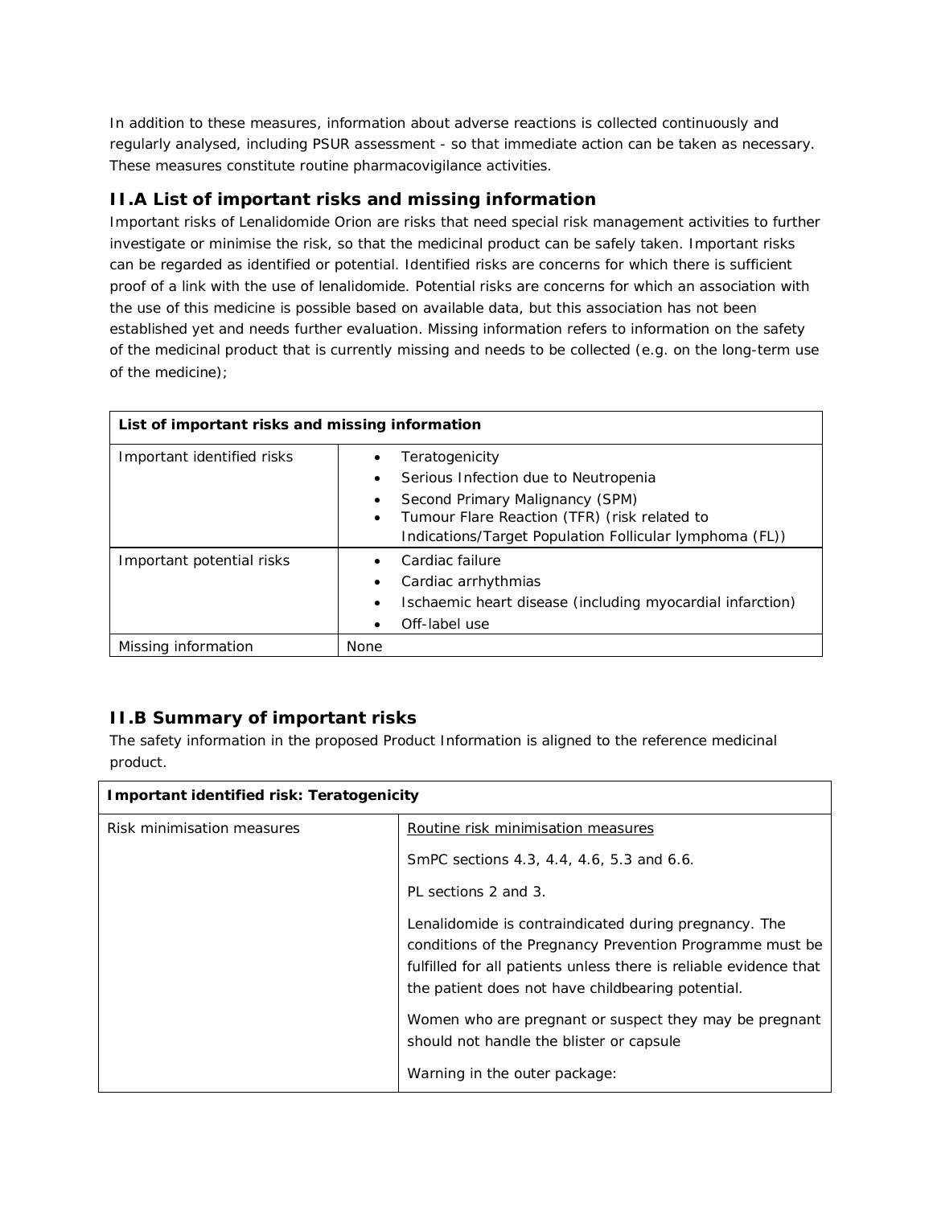In addition to these measures, information about adverse reactions is collected continuously and regularly analysed, including PSUR assessment - so that immediate action can be taken as necessary. These measures constitute routine pharmacovigilance activities.

## II.A List of important risks and missing information

Important risks of Lenalidomide Orion are risks that need special risk management activities to further investigate or minimise the risk, so that the medicinal product can be safely taken. Important risks can be regarded as identified or potential. Identified risks are concerns for which there is sufficient proof of a link with the use of lenalidomide. Potential risks are concerns for which an association with the use of this medicine is possible based on available data, but this association has not been established yet and needs further evaluation. Missing information refers to information on the safety of the medicinal product that is currently missing and needs to be collected (e.g. on the long-term use of the medicine);

| **List of important risks and missing information** | |
|---|---|
| Important identified risks | • Teratogenicity<br>• Serious Infection due to Neutropenia<br>• Second Primary Malignancy (SPM)<br>• Tumour Flare Reaction (TFR) (risk related to Indications/Target Population Follicular lymphoma (FL)) |
| Important potential risks | • Cardiac failure<br>• Cardiac arrhythmias<br>• Ischaemic heart disease (including myocardial infarction)<br>• Off-label use |
| Missing information | None |

## II.B Summary of important risks

The safety information in the proposed Product Information is aligned to the reference medicinal product.

| **Important identified risk: Teratogenicity** | |
|---|---|
| Risk minimisation measures | Routine risk minimisation measures<br><br>SmPC sections 4.3, 4.4, 4.6, 5.3 and 6.6.<br><br>PL sections 2 and 3.<br><br>Lenalidomide is contraindicated during pregnancy. The conditions of the Pregnancy Prevention Programme must be fulfilled for all patients unless there is reliable evidence that the patient does not have childbearing potential.<br><br>Women who are pregnant or suspect they may be pregnant should not handle the blister or capsule<br><br>Warning in the outer package: |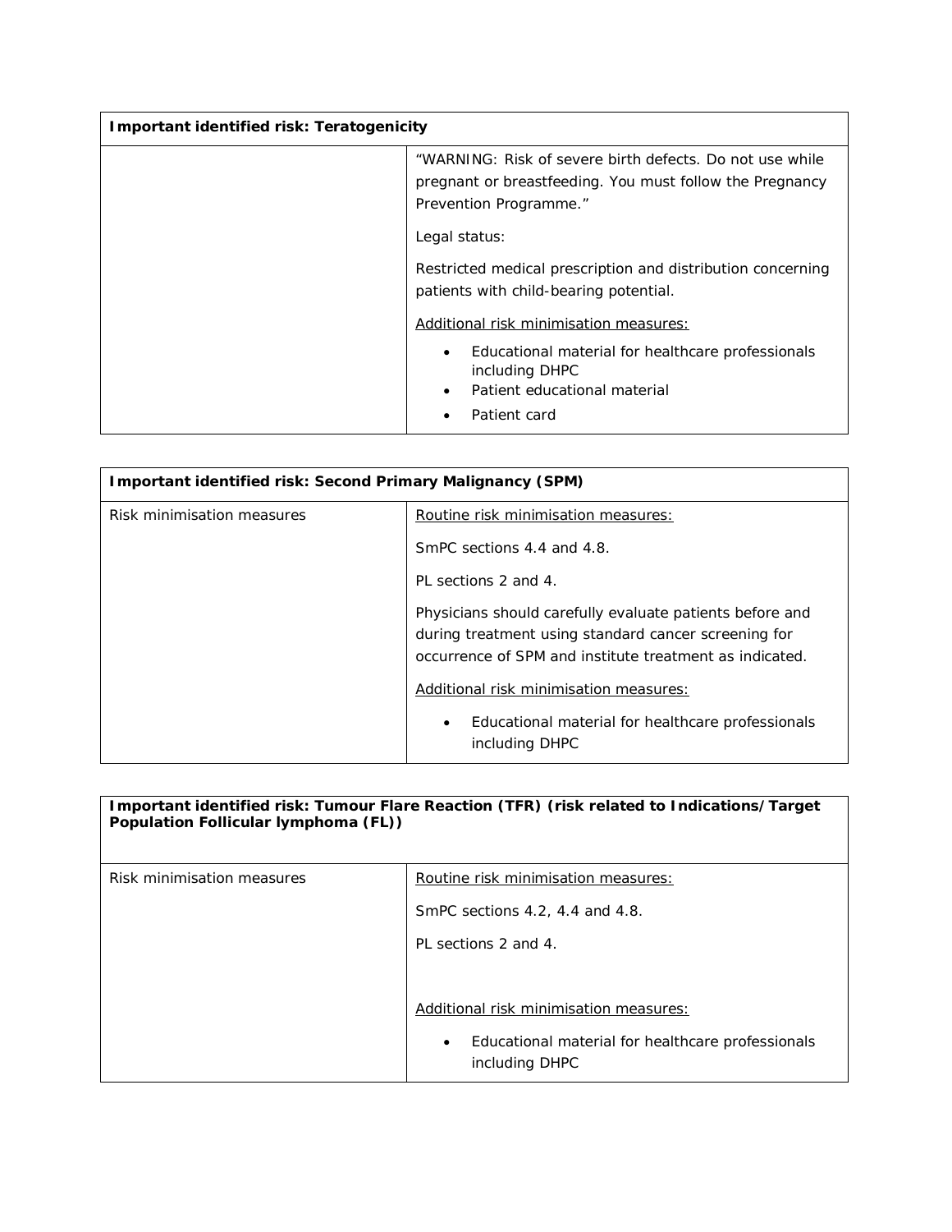| Important identified risk: Teratogenicity | |
|---|---|
| | "WARNING: Risk of severe birth defects. Do not use while pregnant or breastfeeding. You must follow the Pregnancy Prevention Programme."<br><br>Legal status:<br><br>Restricted medical prescription and distribution concerning patients with child-bearing potential.<br><br><u>Additional risk minimisation measures:</u><br><br>• Educational material for healthcare professionals including DHPC<br>• Patient educational material<br>• Patient card |

| Important identified risk: Second Primary Malignancy (SPM) | |
|---|---|
| Risk minimisation measures | <u>Routine risk minimisation measures:</u><br><br>SmPC sections 4.4 and 4.8.<br><br>PL sections 2 and 4.<br><br>Physicians should carefully evaluate patients before and during treatment using standard cancer screening for occurrence of SPM and institute treatment as indicated.<br><br><u>Additional risk minimisation measures:</u><br><br>• Educational material for healthcare professionals including DHPC |

| Important identified risk: Tumour Flare Reaction (TFR) (risk related to Indications/Target Population Follicular lymphoma (FL)) | |
|---|---|
| Risk minimisation measures | <u>Routine risk minimisation measures:</u><br><br>SmPC sections 4.2, 4.4 and 4.8.<br><br>PL sections 2 and 4.<br><br><u>Additional risk minimisation measures:</u><br><br>• Educational material for healthcare professionals including DHPC |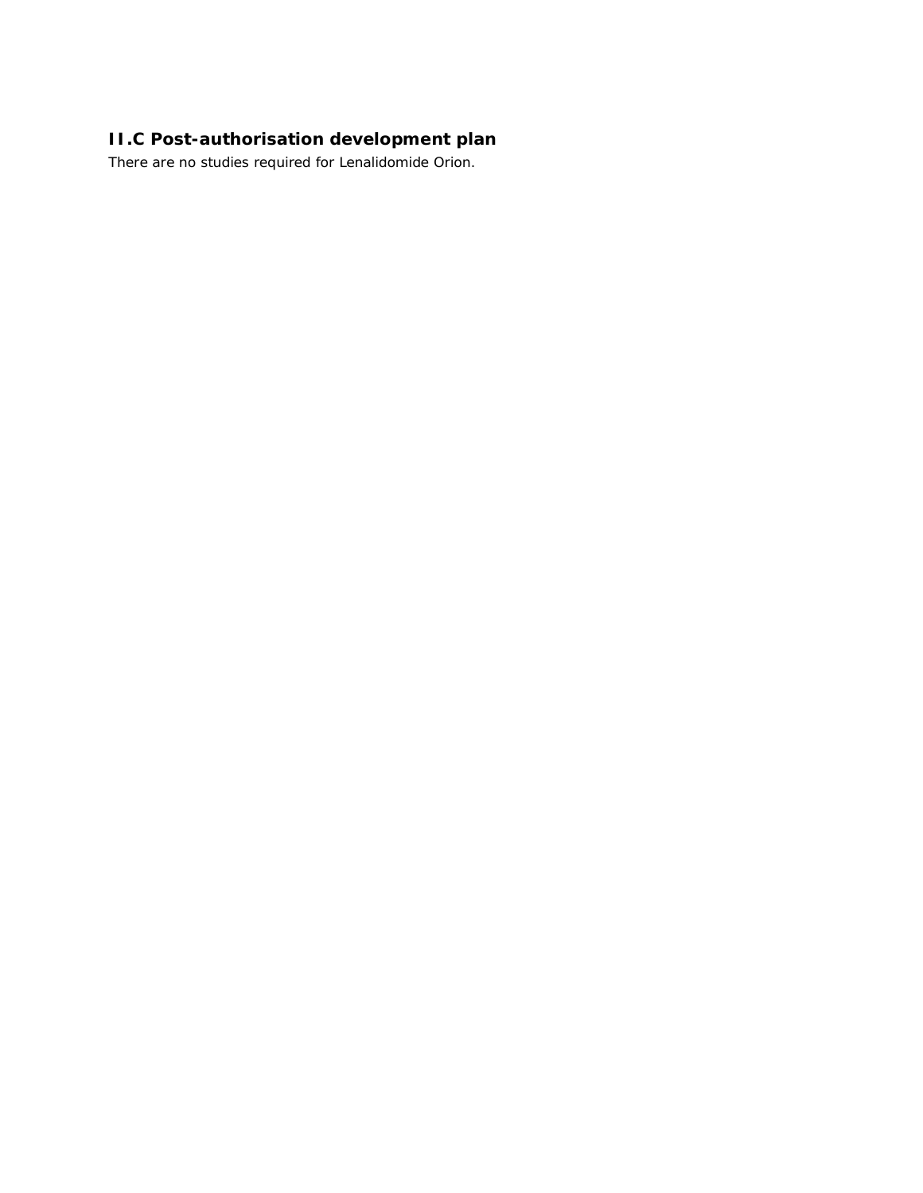## II.C Post-authorisation development plan

There are no studies required for Lenalidomide Orion.